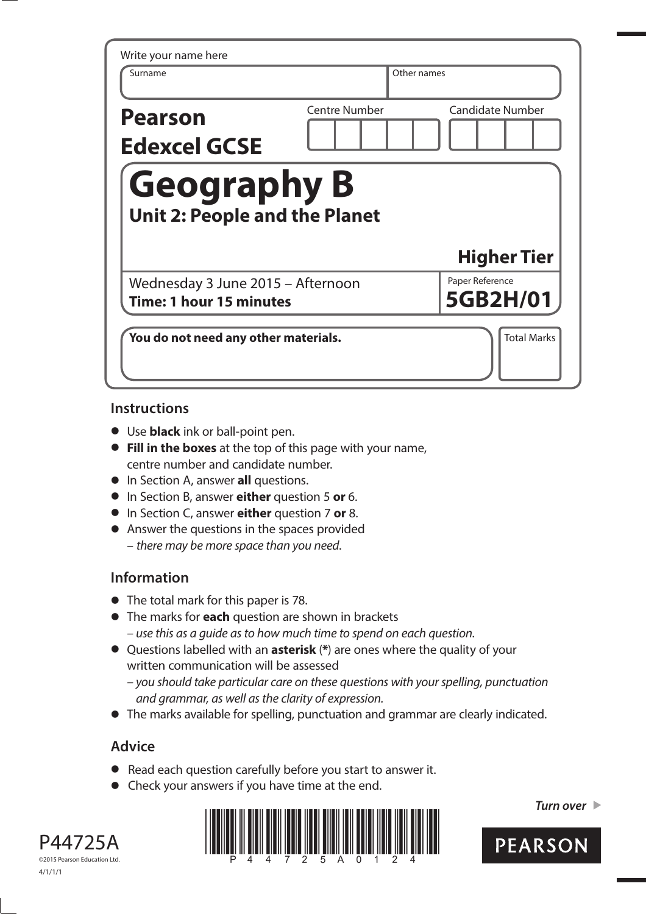Write your name here

| Surname | Other names |
|---|---|
| | |

**Pearson Edexcel GCSE**

| Centre Number | Candidate Number |
|---|---|
| | |

# Geography B

## Unit 2: People and the Planet

**Higher Tier**

Wednesday 3 June 2015 – Afternoon
**Time: 1 hour 15 minutes**

Paper Reference
**5GB2H/01**

**You do not need any other materials.**

Total Marks

## Instructions

- Use **black** ink or ball-point pen.
- **Fill in the boxes** at the top of this page with your name, centre number and candidate number.
- In Section A, answer **all** questions.
- In Section B, answer **either** question 5 **or** 6.
- In Section C, answer **either** question 7 **or** 8.
- Answer the questions in the spaces provided
  – *there may be more space than you need.*

## Information

- The total mark for this paper is 78.
- The marks for **each** question are shown in brackets
  – *use this as a guide as to how much time to spend on each question.*
- Questions labelled with an **asterisk** (**\***) are ones where the quality of your written communication will be assessed
  – *you should take particular care on these questions with your spelling, punctuation and grammar, as well as the clarity of expression.*
- The marks available for spelling, punctuation and grammar are clearly indicated.

## Advice

- Read each question carefully before you start to answer it.
- Check your answers if you have time at the end.

*Turn over* ▶

P44725A
©2015 Pearson Education Ltd.
4/1/1/1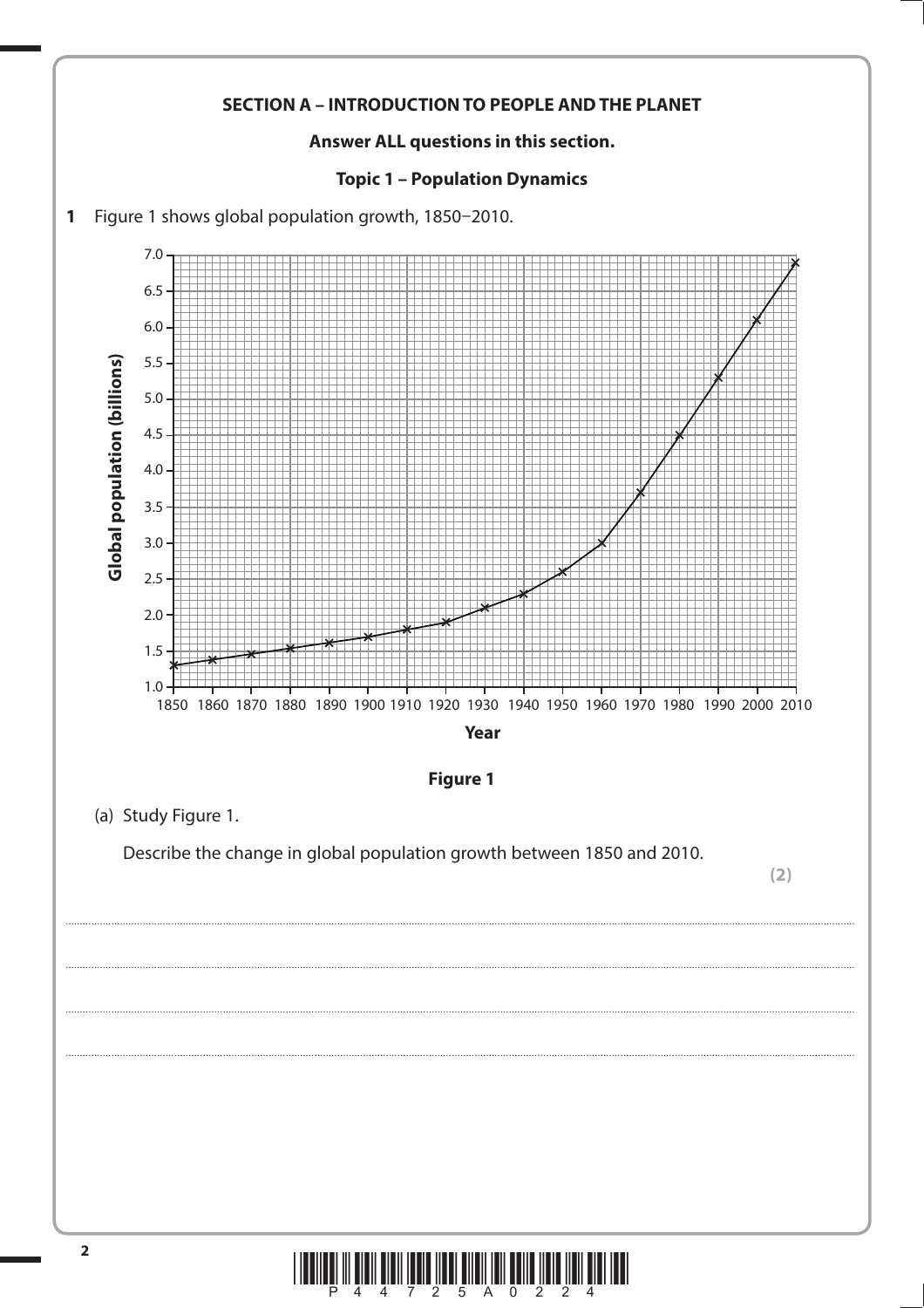**SECTION A – INTRODUCTION TO PEOPLE AND THE PLANET**

**Answer ALL questions in this section.**

**Topic 1 – Population Dynamics**

**1** Figure 1 shows global population growth, 1850–2010.

**Figure 1**

(a) Study Figure 1.

Describe the change in global population growth between 1850 and 2010.

**(2)**

........................................................................................................................................................................................................

........................................................................................................................................................................................................

........................................................................................................................................................................................................

........................................................................................................................................................................................................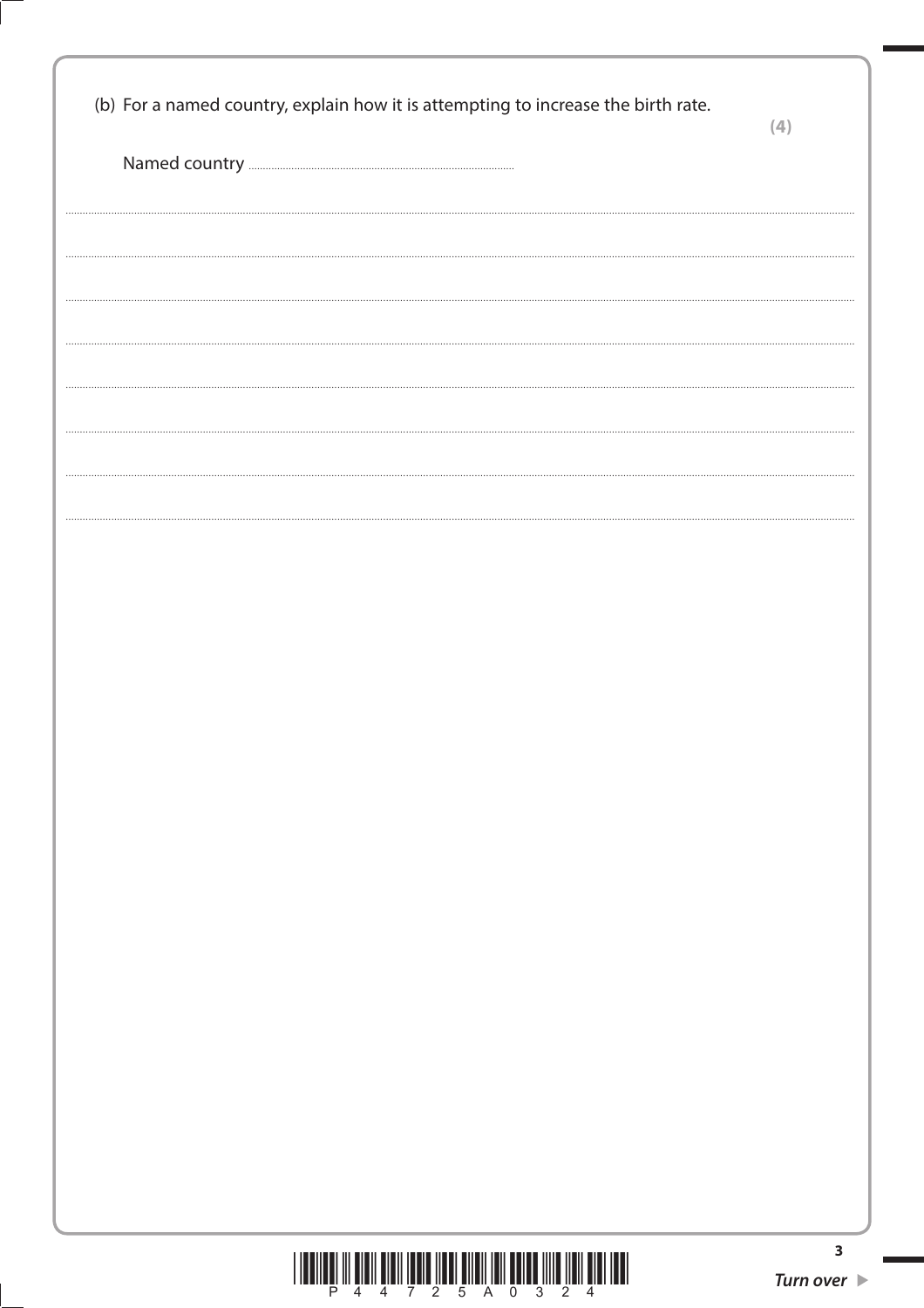(b) For a named country, explain how it is attempting to increase the birth rate.

**(4)**

Named country ..............................................................

..........................................................................................................................................................................

..........................................................................................................................................................................

..........................................................................................................................................................................

..........................................................................................................................................................................

..........................................................................................................................................................................

..........................................................................................................................................................................

..........................................................................................................................................................................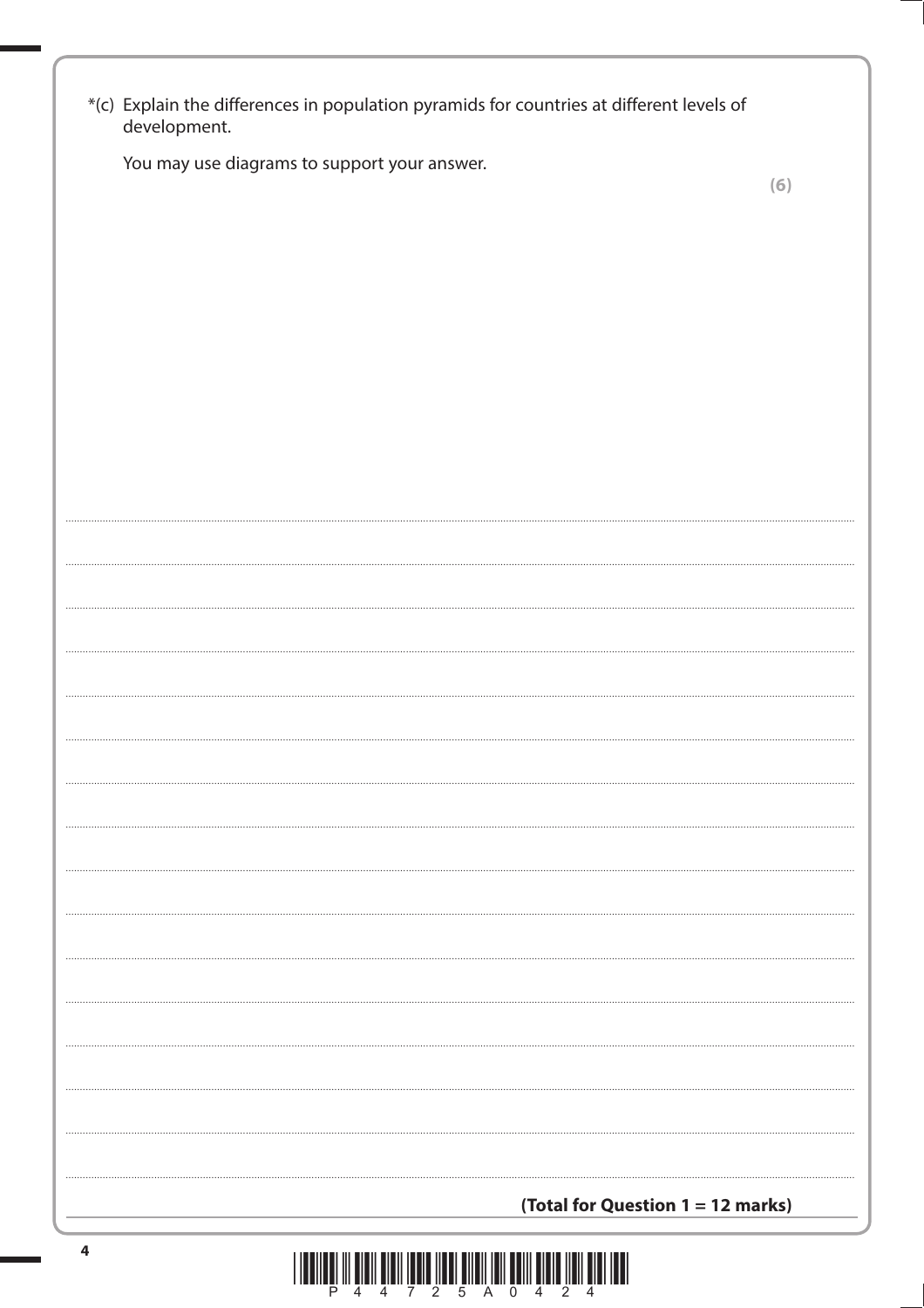*(c) Explain the differences in population pyramids for countries at different levels of development.

You may use diagrams to support your answer.

**(6)**

**(Total for Question 1 = 12 marks)**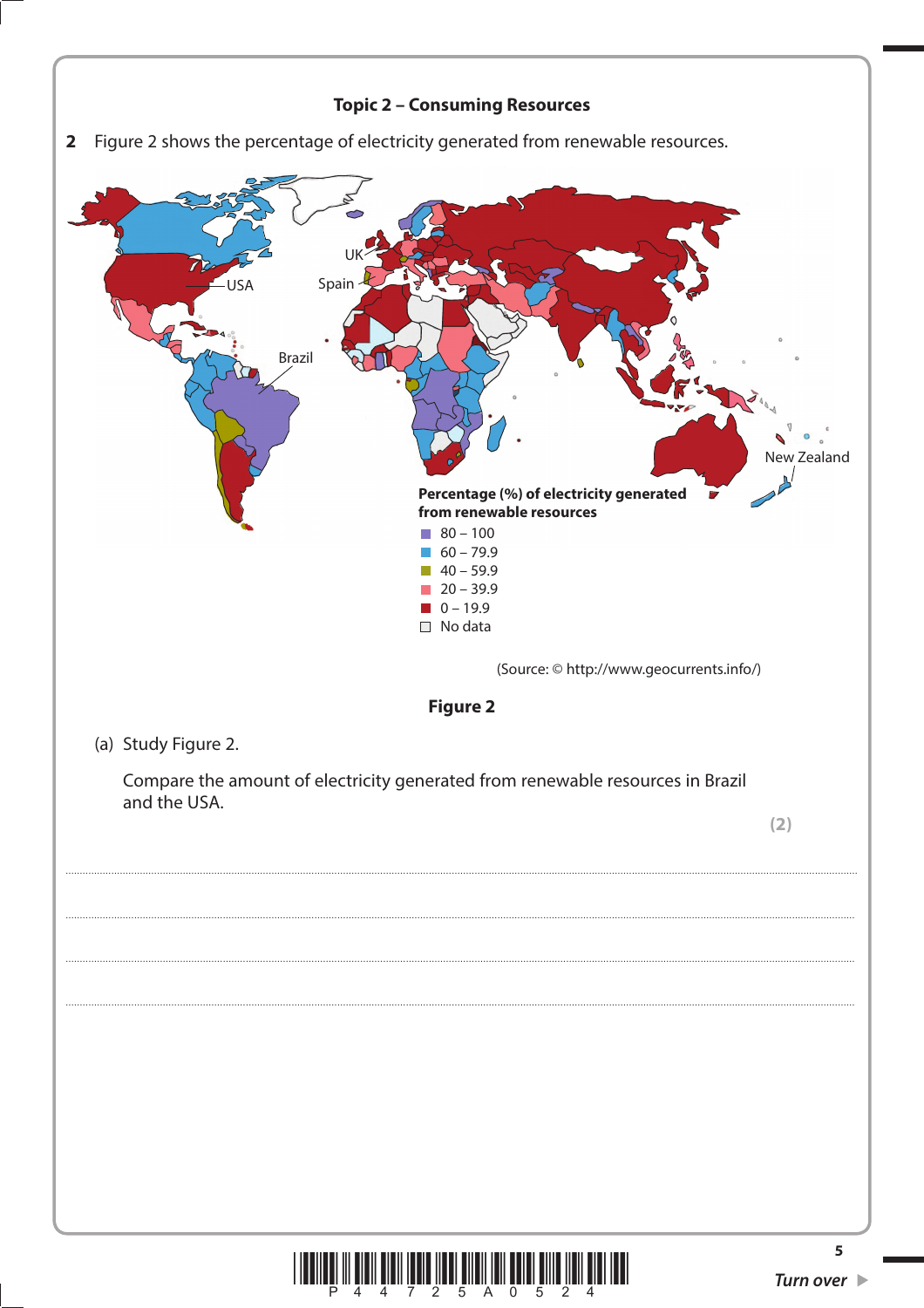## Topic 2 – Consuming Resources

**2** Figure 2 shows the percentage of electricity generated from renewable resources.

UK

Spain

USA

Brazil

New Zealand

**Percentage (%) of electricity generated from renewable resources**

- 80 – 100
- 60 – 79.9
- 40 – 59.9
- 20 – 39.9
- 0 – 19.9
- No data

(Source: © http://www.geocurrents.info/)

**Figure 2**

(a) Study Figure 2.

Compare the amount of electricity generated from renewable resources in Brazil and the USA.

**(2)**

........................................................................................................................................................................................................

........................................................................................................................................................................................................

........................................................................................................................................................................................................

........................................................................................................................................................................................................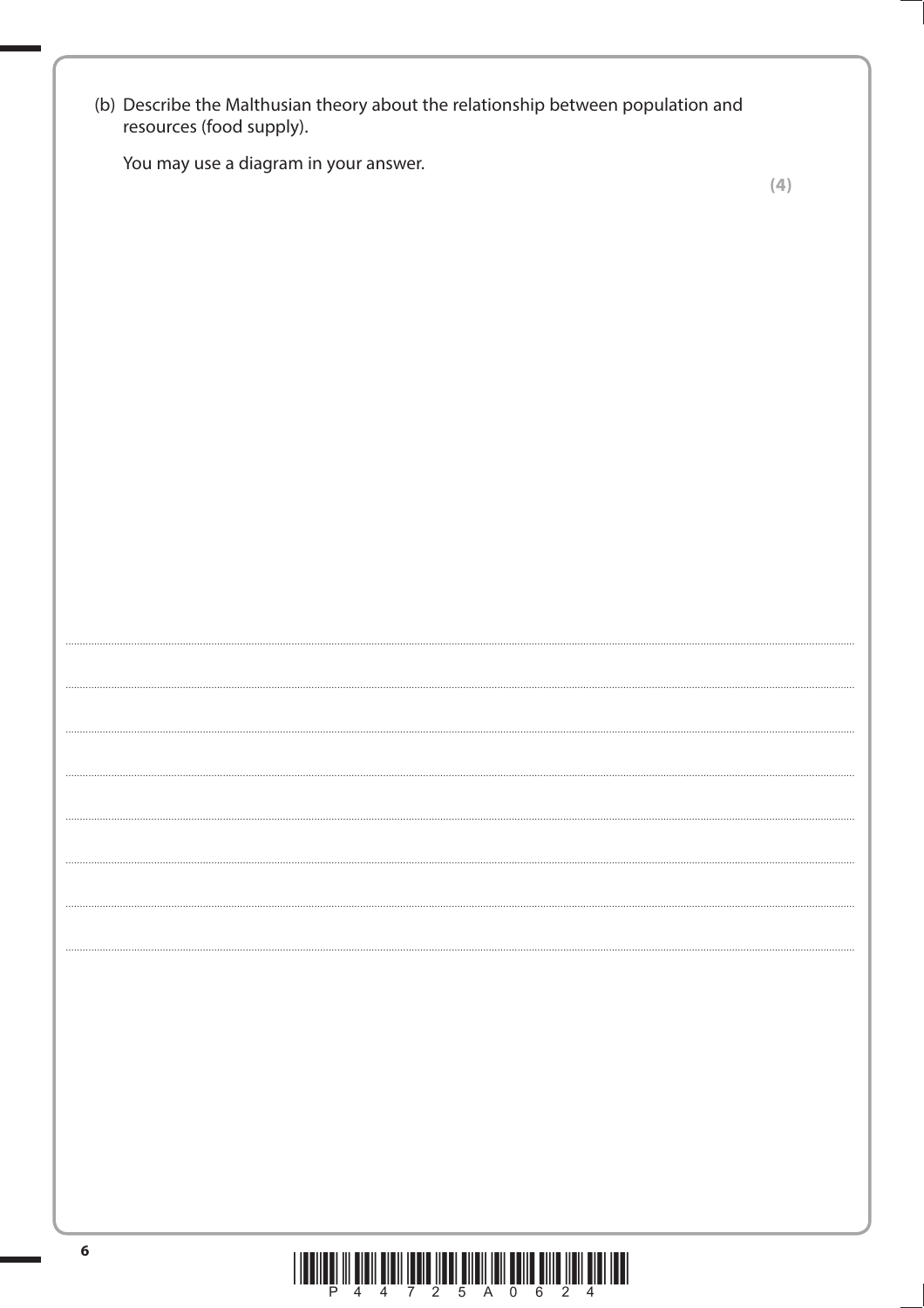(b) Describe the Malthusian theory about the relationship between population and resources (food supply).

You may use a diagram in your answer.

**(4)**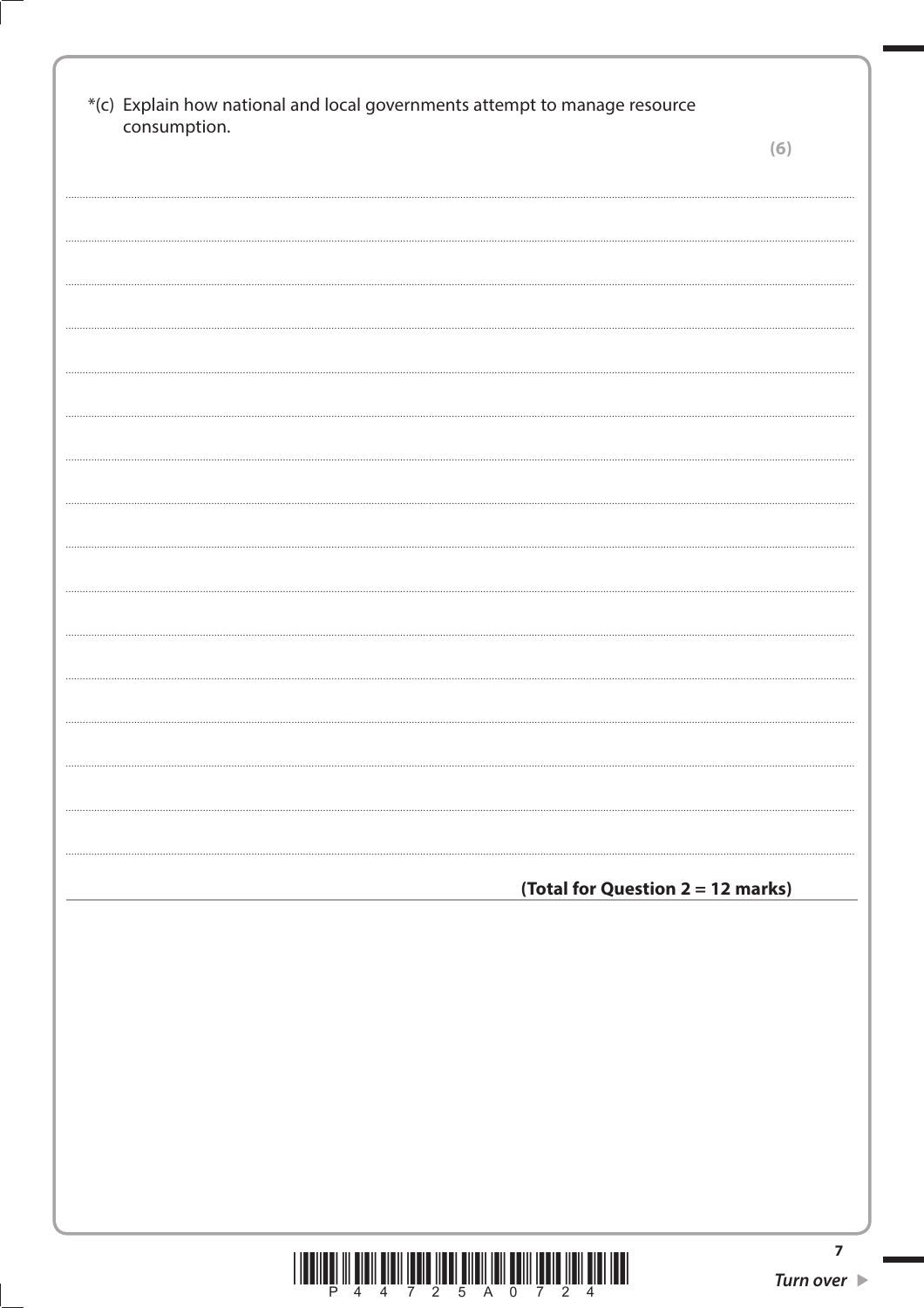*(c) Explain how national and local governments attempt to manage resource consumption.

**(6)**

**(Total for Question 2 = 12 marks)**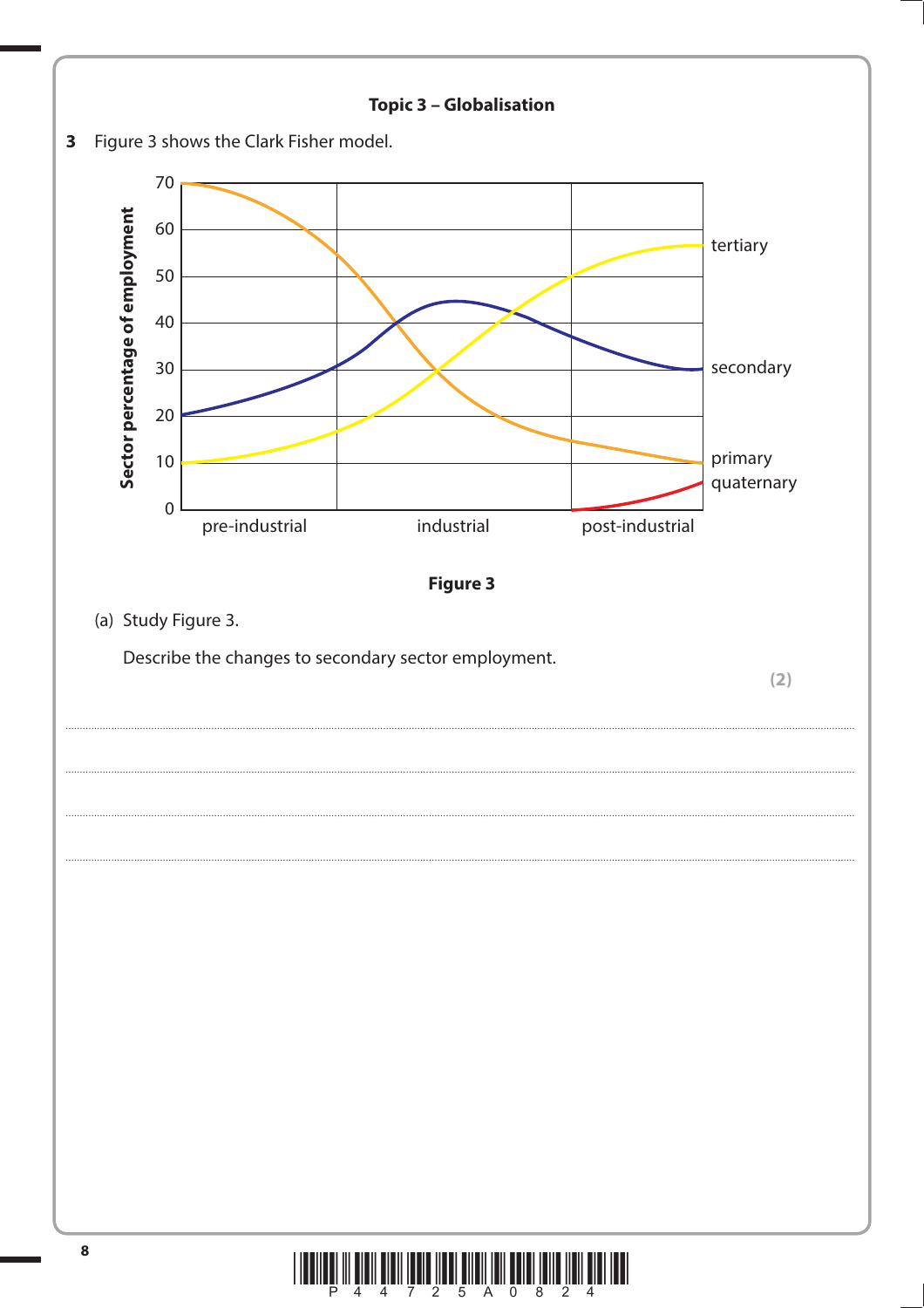**Topic 3 – Globalisation**

**3** Figure 3 shows the Clark Fisher model.

**Figure 3**

(a) Study Figure 3.

Describe the changes to secondary sector employment.

**(2)**

.......................................................................................................................................................................................................................

.......................................................................................................................................................................................................................

.......................................................................................................................................................................................................................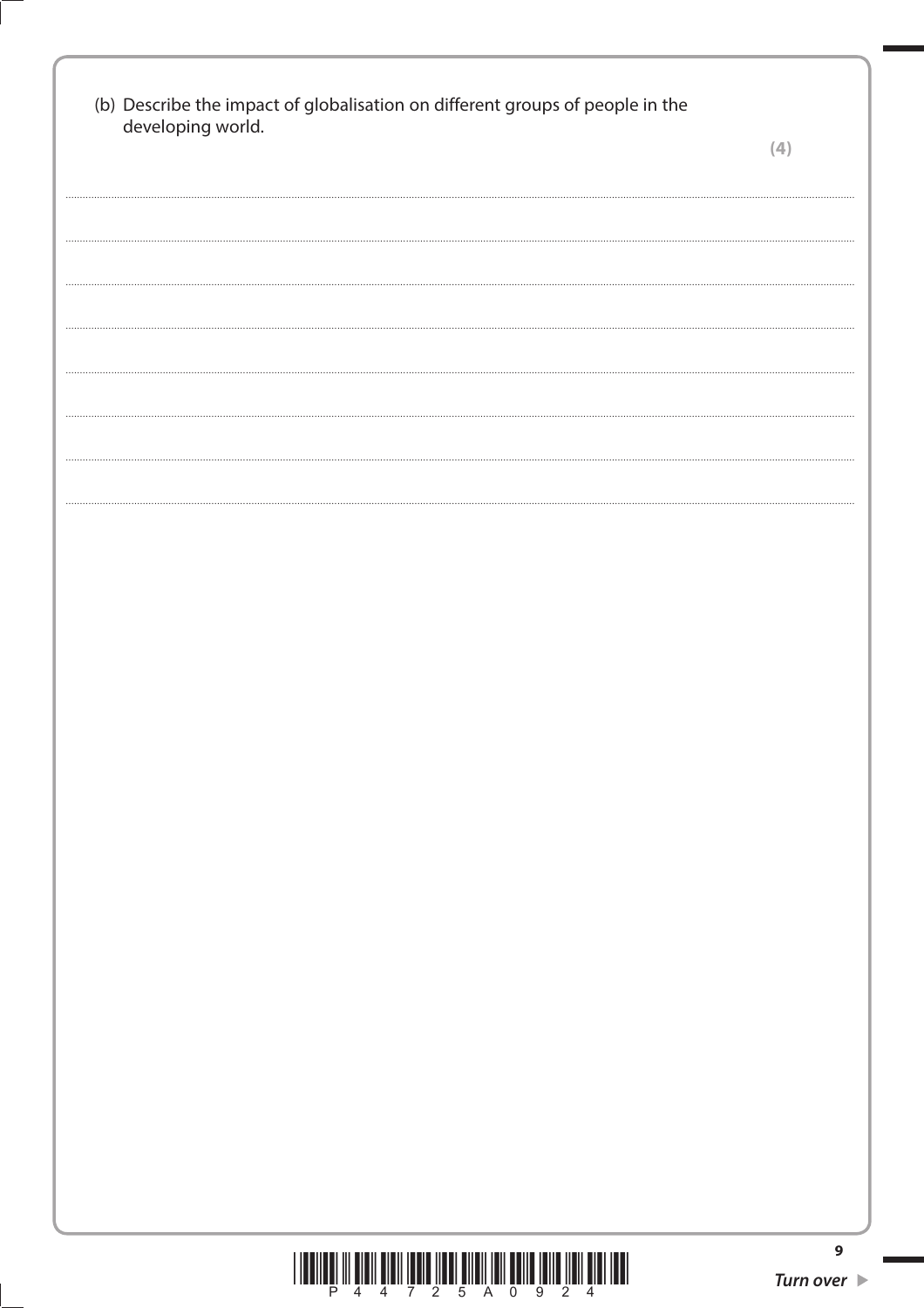(b) Describe the impact of globalisation on different groups of people in the developing world.

**(4)**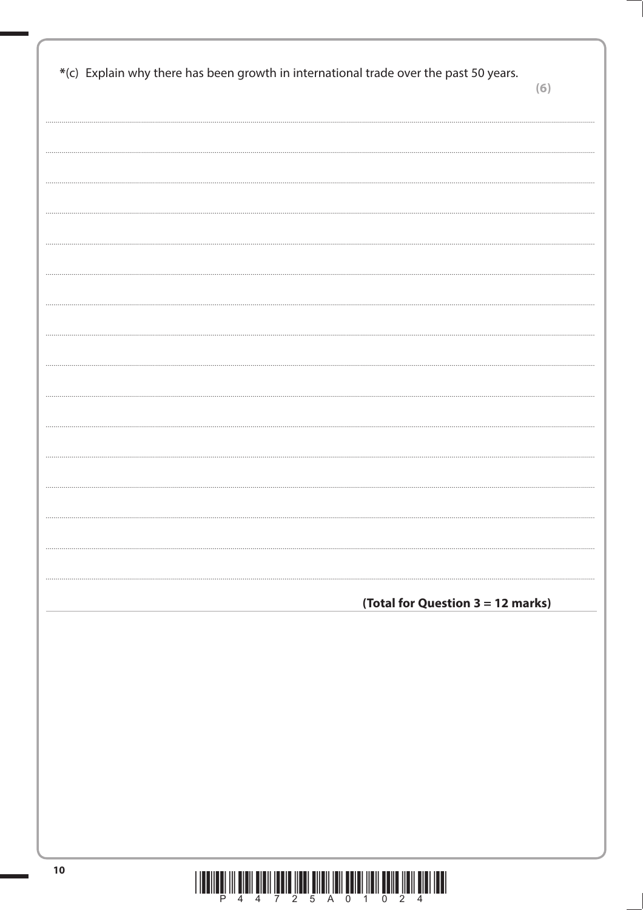*(c) Explain why there has been growth in international trade over the past 50 years.

(6)

**(Total for Question 3 = 12 marks)**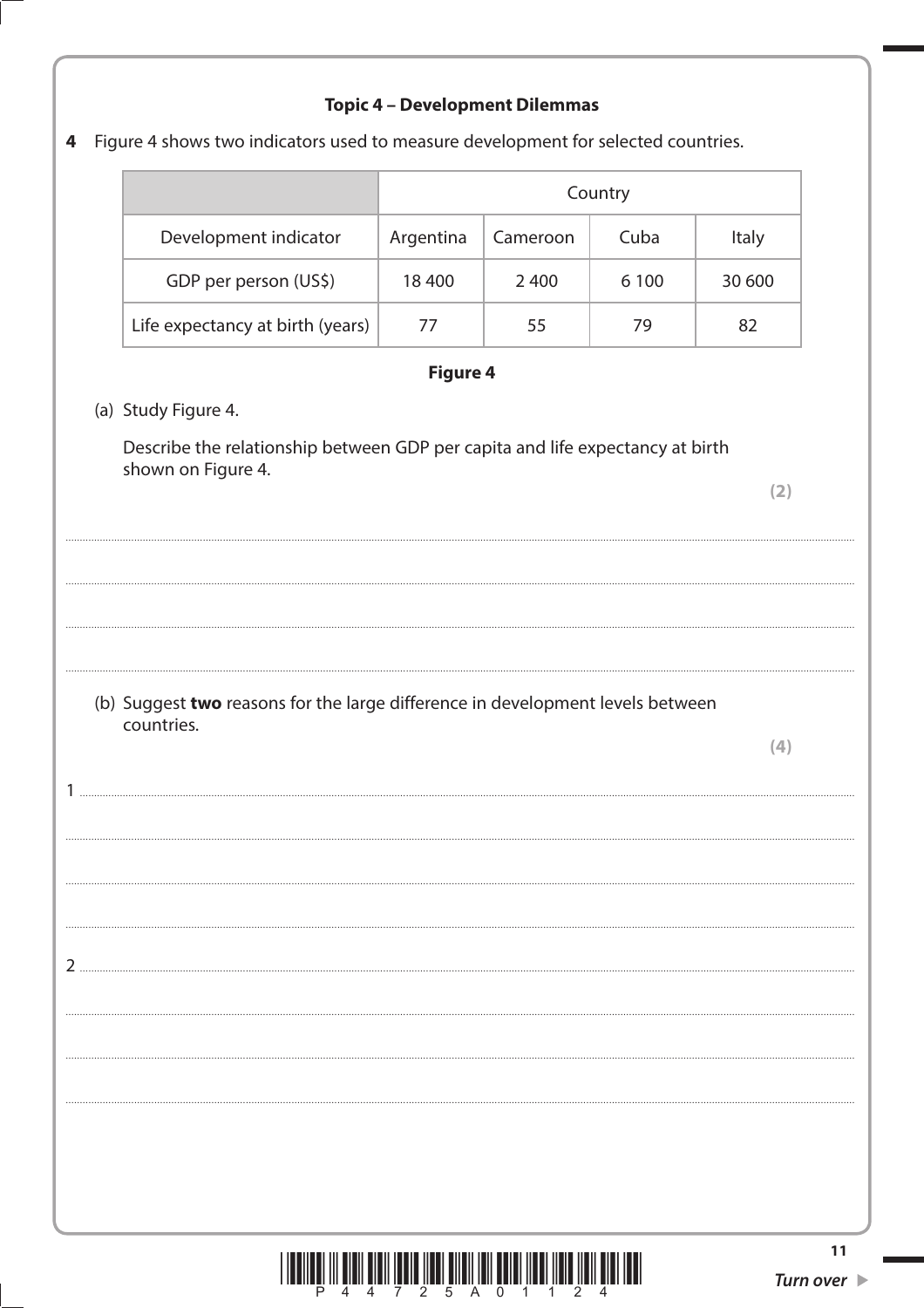### Topic 4 – Development Dilemmas

**4** Figure 4 shows two indicators used to measure development for selected countries.

| | Country | | | |
|---|---|---|---|---|
| Development indicator | Argentina | Cameroon | Cuba | Italy |
| GDP per person (US$) | 18 400 | 2 400 | 6 100 | 30 600 |
| Life expectancy at birth (years) | 77 | 55 | 79 | 82 |

**Figure 4**

(a) Study Figure 4.

Describe the relationship between GDP per capita and life expectancy at birth shown on Figure 4.

**(2)**

....................................................................................................................................................

....................................................................................................................................................

....................................................................................................................................................

....................................................................................................................................................

(b) Suggest **two** reasons for the large difference in development levels between countries.

**(4)**

1 ..................................................................................................................................................

....................................................................................................................................................

....................................................................................................................................................

....................................................................................................................................................

2 ..................................................................................................................................................

....................................................................................................................................................

....................................................................................................................................................

....................................................................................................................................................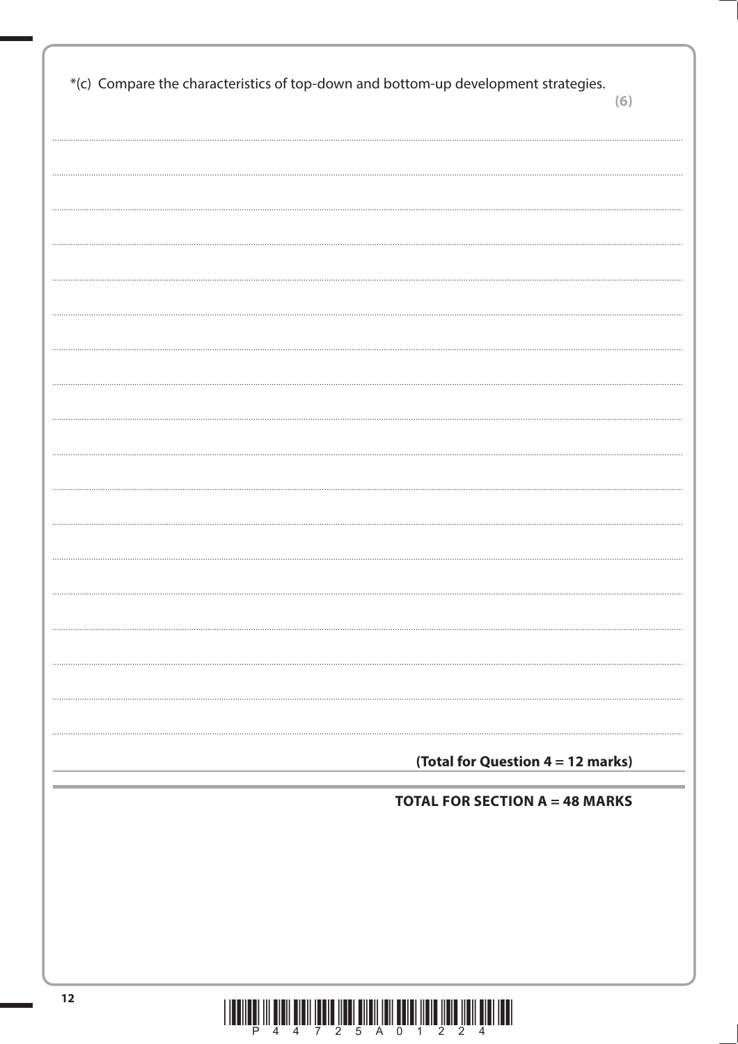*(c) Compare the characteristics of top-down and bottom-up development strategies.

**(6)**

**(Total for Question 4 = 12 marks)**

**TOTAL FOR SECTION A = 48 MARKS**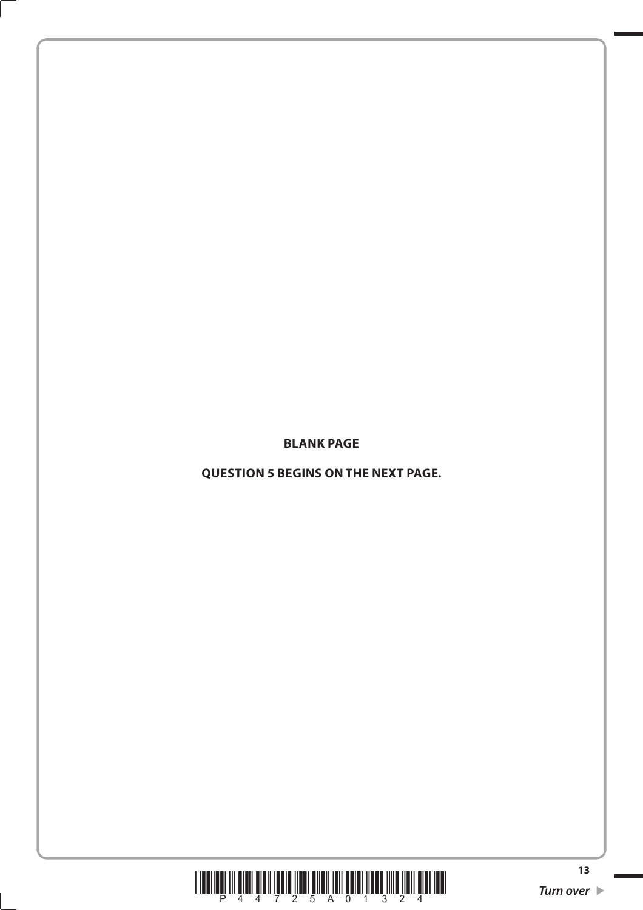**BLANK PAGE**

**QUESTION 5 BEGINS ON THE NEXT PAGE.**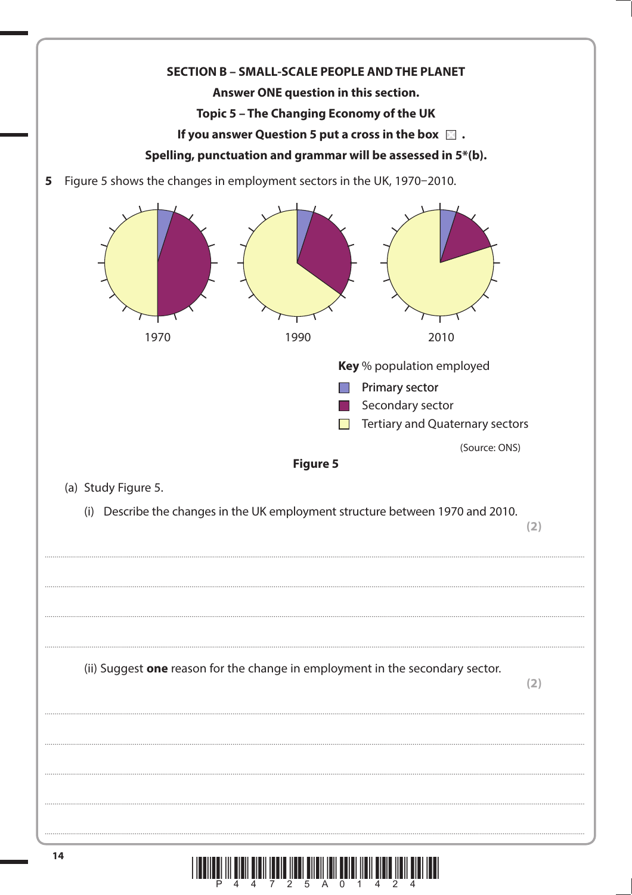**SECTION B – SMALL-SCALE PEOPLE AND THE PLANET**

**Answer ONE question in this section.**

**Topic 5 – The Changing Economy of the UK**

**If you answer Question 5 put a cross in the box ☐ .**

**Spelling, punctuation and grammar will be assessed in 5*(b).**

**5** Figure 5 shows the changes in employment sectors in the UK, 1970–2010.

1970 1990 2010

**Key** % population employed

- Primary sector
- Secondary sector
- Tertiary and Quaternary sectors

(Source: ONS)

**Figure 5**

(a) Study Figure 5.

(i) Describe the changes in the UK employment structure between 1970 and 2010. **(2)**

................................................................................................................................................

................................................................................................................................................

................................................................................................................................................

(ii) Suggest **one** reason for the change in employment in the secondary sector. **(2)**

................................................................................................................................................

................................................................................................................................................

................................................................................................................................................

................................................................................................................................................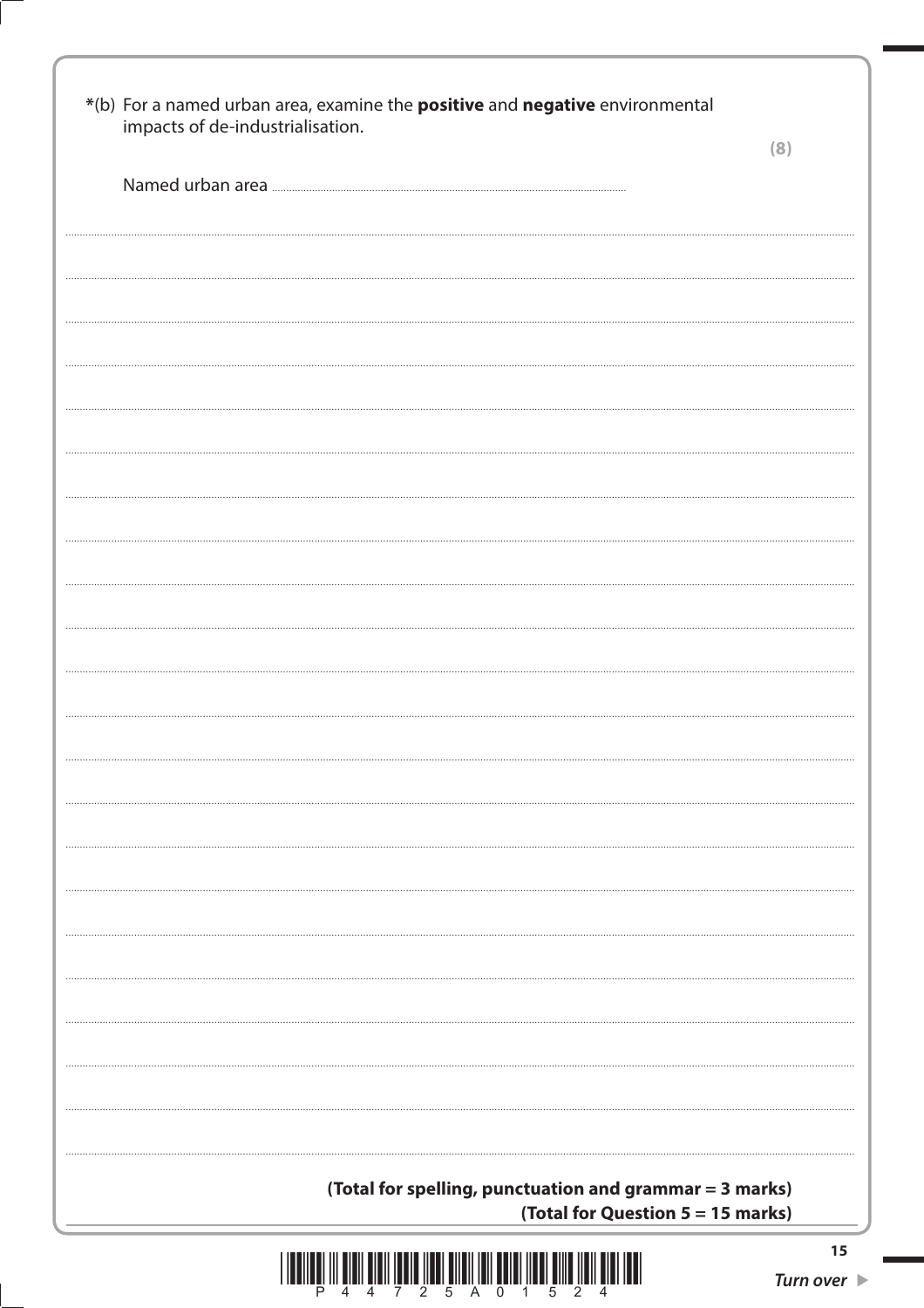*(b) For a named urban area, examine the **positive** and **negative** environmental impacts of de-industrialisation.

**(8)**

Named urban area ..............................................................................

(Total for spelling, punctuation and grammar = 3 marks)

(Total for Question 5 = 15 marks)

*Turn over*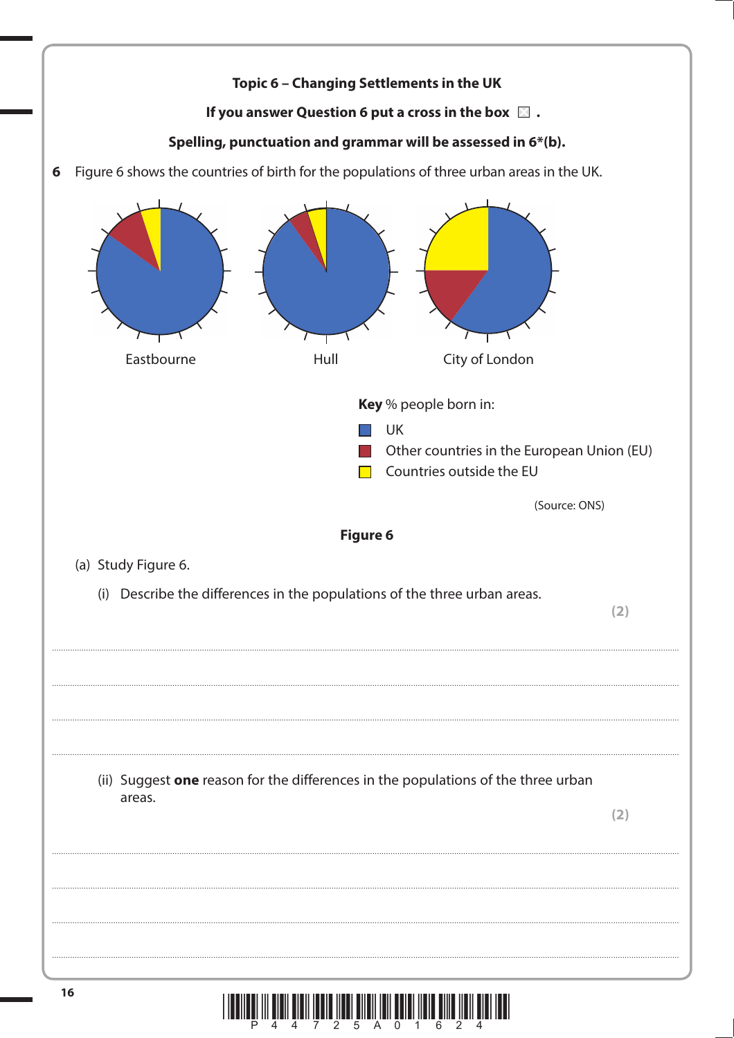**Topic 6 – Changing Settlements in the UK**

**If you answer Question 6 put a cross in the box ☒ .**

**Spelling, punctuation and grammar will be assessed in 6*(b).**

**6** Figure 6 shows the countries of birth for the populations of three urban areas in the UK.

Eastbourne Hull City of London

**Key** % people born in:

- UK
- Other countries in the European Union (EU)
- Countries outside the EU

(Source: ONS)

**Figure 6**

(a) Study Figure 6.

(i) Describe the differences in the populations of the three urban areas.

**(2)**

..........................................................................................................................................

..........................................................................................................................................

..........................................................................................................................................

..........................................................................................................................................

(ii) Suggest **one** reason for the differences in the populations of the three urban areas.

**(2)**

..........................................................................................................................................

..........................................................................................................................................

..........................................................................................................................................

..........................................................................................................................................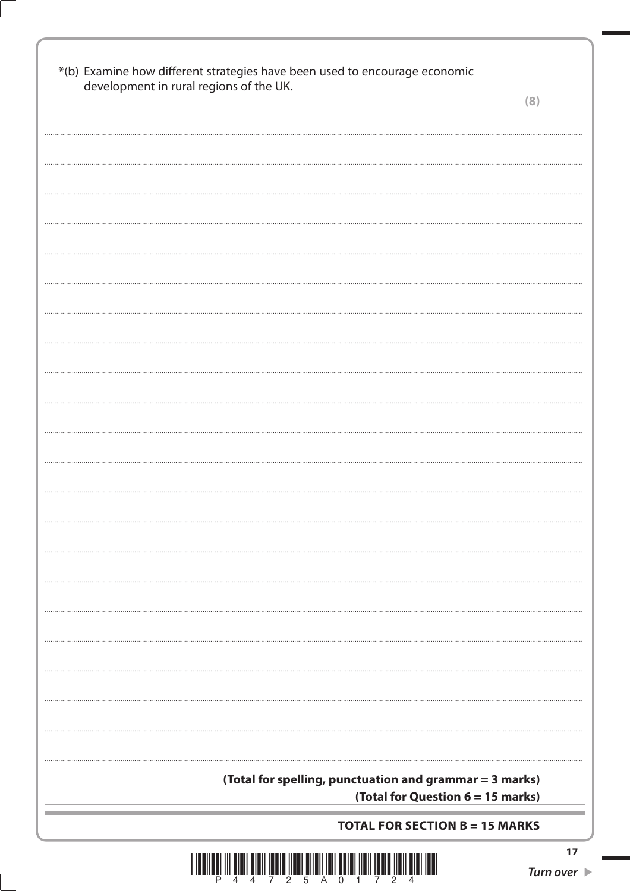*(b) Examine how different strategies have been used to encourage economic development in rural regions of the UK.

**(8)**

**(Total for spelling, punctuation and grammar = 3 marks)**

**(Total for Question 6 = 15 marks)**

**TOTAL FOR SECTION B = 15 MARKS**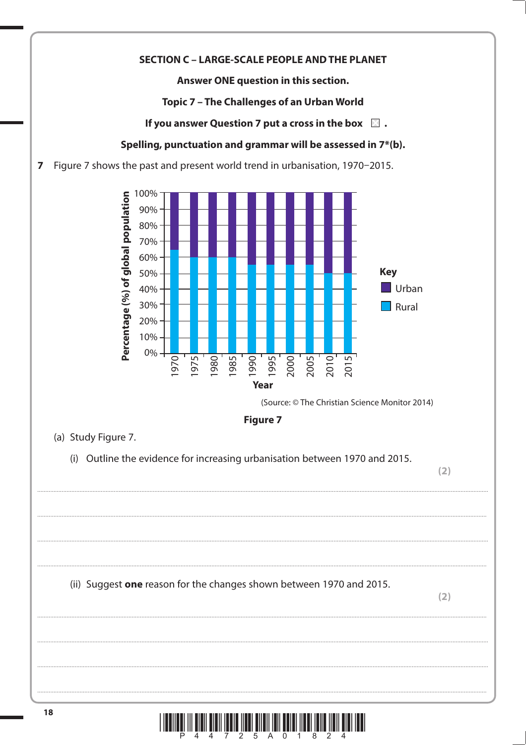## SECTION C – LARGE-SCALE PEOPLE AND THE PLANET

**Answer ONE question in this section.**

**Topic 7 – The Challenges of an Urban World**

**If you answer Question 7 put a cross in the box ☐ .**

**Spelling, punctuation and grammar will be assessed in 7*(b).**

**7** Figure 7 shows the past and present world trend in urbanisation, 1970–2015.

(Source: © The Christian Science Monitor 2014)

**Figure 7**

(a) Study Figure 7.

(i) Outline the evidence for increasing urbanisation between 1970 and 2015.

**(2)**

..........................................................................................................................................................................................

..........................................................................................................................................................................................

..........................................................................................................................................................................................

(ii) Suggest **one** reason for the changes shown between 1970 and 2015.

**(2)**

..........................................................................................................................................................................................

..........................................................................................................................................................................................

..........................................................................................................................................................................................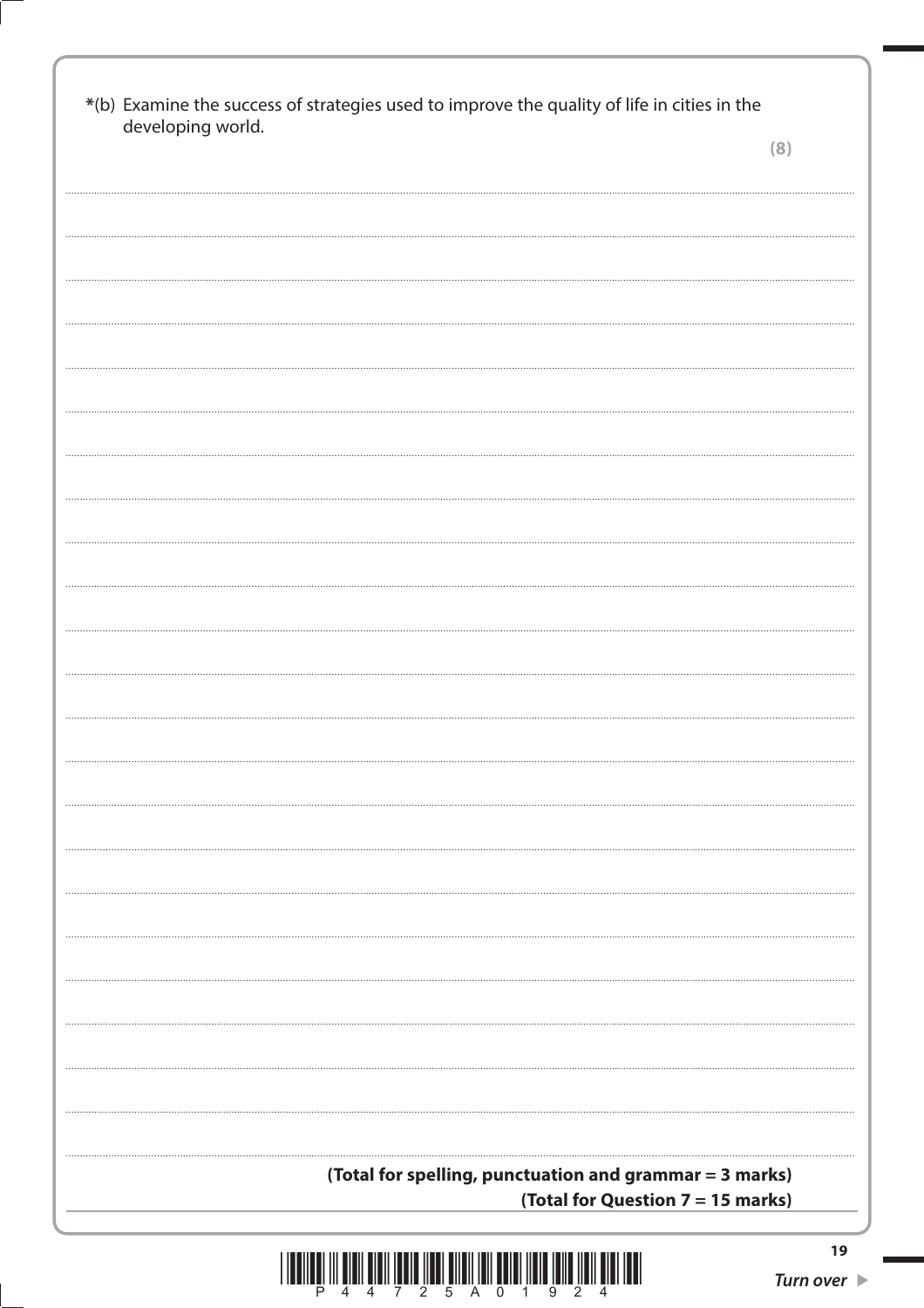*(b) Examine the success of strategies used to improve the quality of life in cities in the developing world.

**(8)**

**(Total for spelling, punctuation and grammar = 3 marks)**

**(Total for Question 7 = 15 marks)**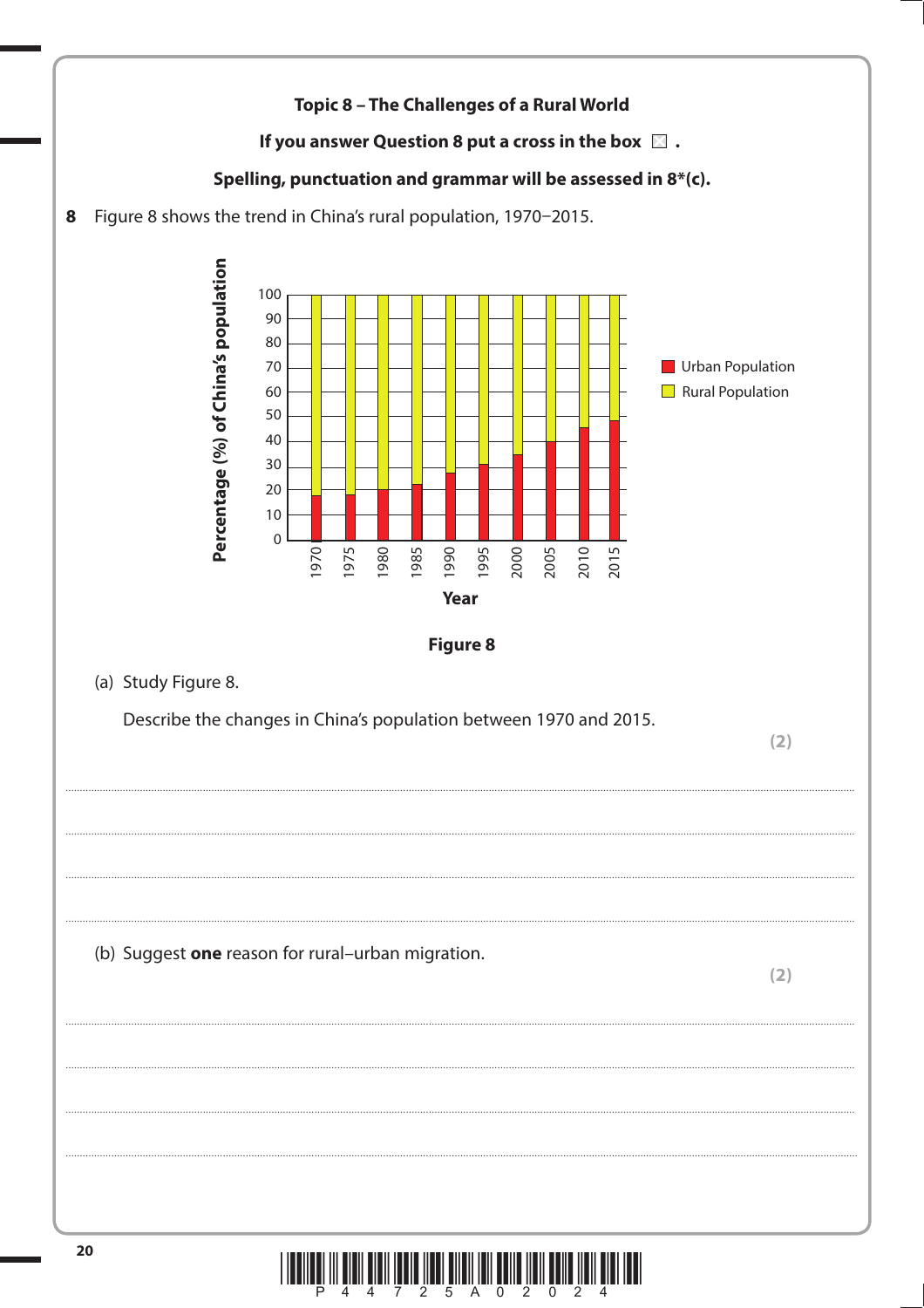**Topic 8 – The Challenges of a Rural World**

**If you answer Question 8 put a cross in the box ☒ .**

**Spelling, punctuation and grammar will be assessed in 8*(c).**

**8** Figure 8 shows the trend in China's rural population, 1970–2015.

**Figure 8**

(a) Study Figure 8.

Describe the changes in China's population between 1970 and 2015.

**(2)**

.......................................................................................................................................................................................................................

.......................................................................................................................................................................................................................

.......................................................................................................................................................................................................................

.......................................................................................................................................................................................................................

(b) Suggest **one** reason for rural–urban migration.

**(2)**

.......................................................................................................................................................................................................................

.......................................................................................................................................................................................................................

.......................................................................................................................................................................................................................

.......................................................................................................................................................................................................................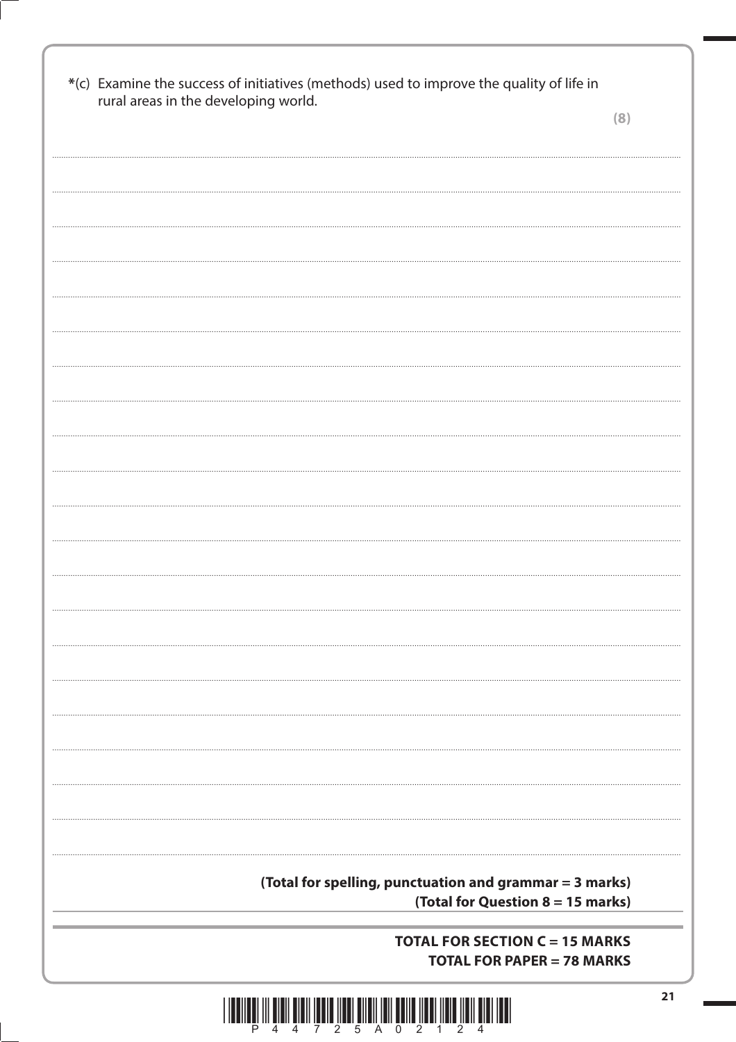*(c) Examine the success of initiatives (methods) used to improve the quality of life in rural areas in the developing world.

**(8)**

**(Total for spelling, punctuation and grammar = 3 marks)**

**(Total for Question 8 = 15 marks)**

**TOTAL FOR SECTION C = 15 MARKS**

**TOTAL FOR PAPER = 78 MARKS**